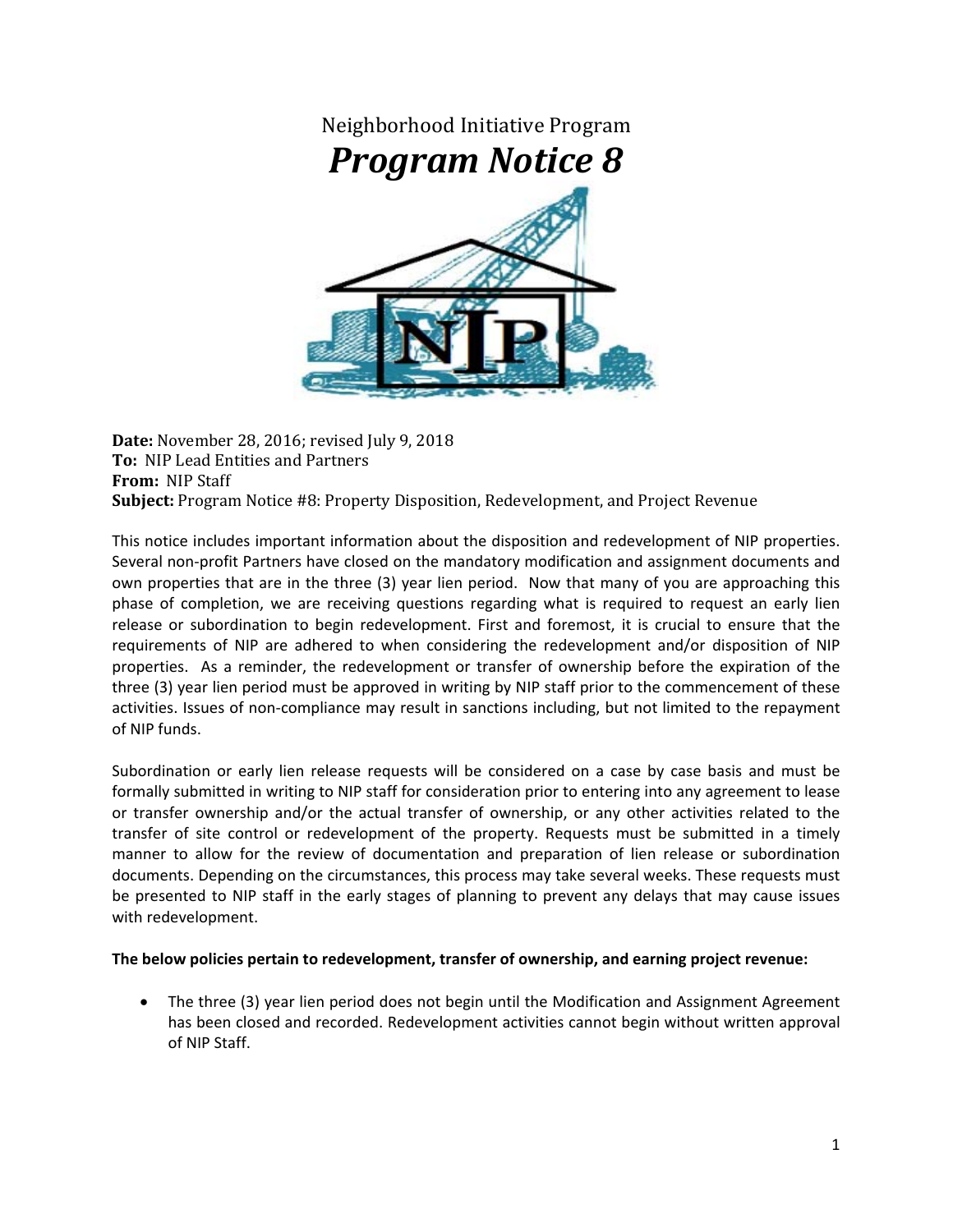Neighborhood Initiative Program

# *Program Notice 8*

**Date:** November 28, 2016; revised July 9, 2018
**To:** NIP Lead Entities and Partners
**From:** NIP Staff
**Subject:** Program Notice #8: Property Disposition, Redevelopment, and Project Revenue

This notice includes important information about the disposition and redevelopment of NIP properties. Several non-profit Partners have closed on the mandatory modification and assignment documents and own properties that are in the three (3) year lien period. Now that many of you are approaching this phase of completion, we are receiving questions regarding what is required to request an early lien release or subordination to begin redevelopment. First and foremost, it is crucial to ensure that the requirements of NIP are adhered to when considering the redevelopment and/or disposition of NIP properties. As a reminder, the redevelopment or transfer of ownership before the expiration of the three (3) year lien period must be approved in writing by NIP staff prior to the commencement of these activities. Issues of non-compliance may result in sanctions including, but not limited to the repayment of NIP funds.

Subordination or early lien release requests will be considered on a case by case basis and must be formally submitted in writing to NIP staff for consideration prior to entering into any agreement to lease or transfer ownership and/or the actual transfer of ownership, or any other activities related to the transfer of site control or redevelopment of the property. Requests must be submitted in a timely manner to allow for the review of documentation and preparation of lien release or subordination documents. Depending on the circumstances, this process may take several weeks. These requests must be presented to NIP staff in the early stages of planning to prevent any delays that may cause issues with redevelopment.

**The below policies pertain to redevelopment, transfer of ownership, and earning project revenue:**

- The three (3) year lien period does not begin until the Modification and Assignment Agreement has been closed and recorded. Redevelopment activities cannot begin without written approval of NIP Staff.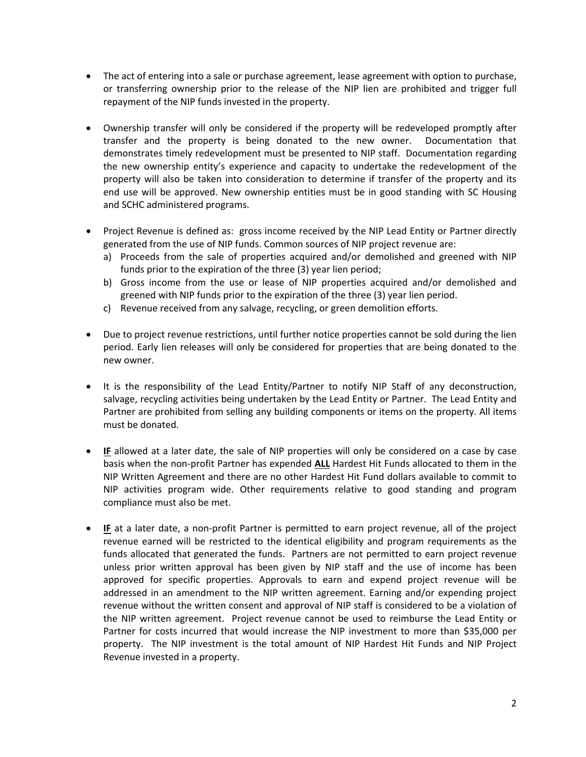- The act of entering into a sale or purchase agreement, lease agreement with option to purchase, or transferring ownership prior to the release of the NIP lien are prohibited and trigger full repayment of the NIP funds invested in the property.

- Ownership transfer will only be considered if the property will be redeveloped promptly after transfer and the property is being donated to the new owner. Documentation that demonstrates timely redevelopment must be presented to NIP staff. Documentation regarding the new ownership entity's experience and capacity to undertake the redevelopment of the property will also be taken into consideration to determine if transfer of the property and its end use will be approved. New ownership entities must be in good standing with SC Housing and SCHC administered programs.

- Project Revenue is defined as: gross income received by the NIP Lead Entity or Partner directly generated from the use of NIP funds. Common sources of NIP project revenue are:
  a) Proceeds from the sale of properties acquired and/or demolished and greened with NIP funds prior to the expiration of the three (3) year lien period;
  b) Gross income from the use or lease of NIP properties acquired and/or demolished and greened with NIP funds prior to the expiration of the three (3) year lien period.
  c) Revenue received from any salvage, recycling, or green demolition efforts.

- Due to project revenue restrictions, until further notice properties cannot be sold during the lien period. Early lien releases will only be considered for properties that are being donated to the new owner.

- It is the responsibility of the Lead Entity/Partner to notify NIP Staff of any deconstruction, salvage, recycling activities being undertaken by the Lead Entity or Partner. The Lead Entity and Partner are prohibited from selling any building components or items on the property. All items must be donated.

- **IF** allowed at a later date, the sale of NIP properties will only be considered on a case by case basis when the non-profit Partner has expended **ALL** Hardest Hit Funds allocated to them in the NIP Written Agreement and there are no other Hardest Hit Fund dollars available to commit to NIP activities program wide. Other requirements relative to good standing and program compliance must also be met.

- **IF** at a later date, a non-profit Partner is permitted to earn project revenue, all of the project revenue earned will be restricted to the identical eligibility and program requirements as the funds allocated that generated the funds. Partners are not permitted to earn project revenue unless prior written approval has been given by NIP staff and the use of income has been approved for specific properties. Approvals to earn and expend project revenue will be addressed in an amendment to the NIP written agreement. Earning and/or expending project revenue without the written consent and approval of NIP staff is considered to be a violation of the NIP written agreement. Project revenue cannot be used to reimburse the Lead Entity or Partner for costs incurred that would increase the NIP investment to more than $35,000 per property. The NIP investment is the total amount of NIP Hardest Hit Funds and NIP Project Revenue invested in a property.